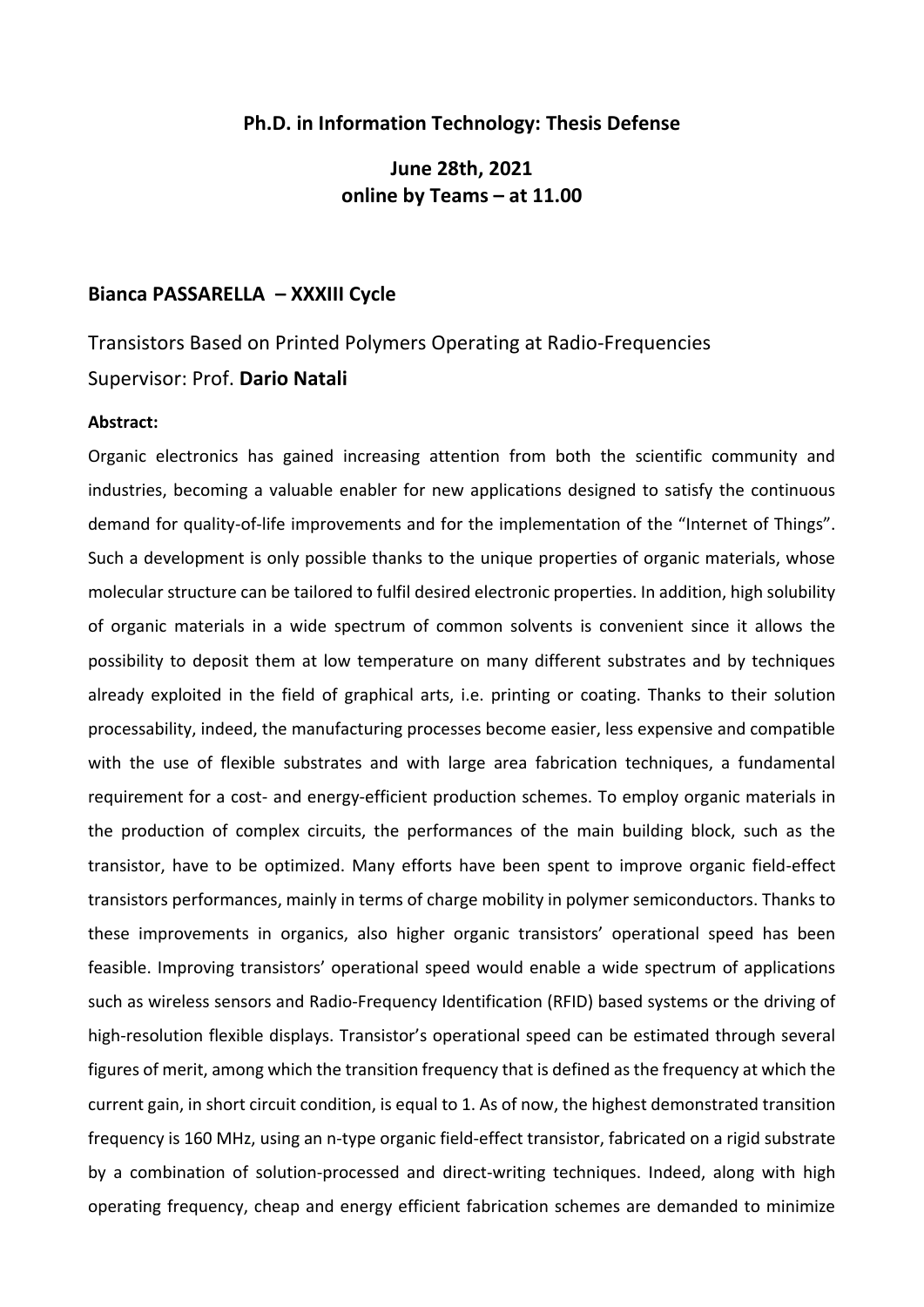**Ph.D. in Information Technology: Thesis Defense**

**June 28th, 2021**
**online by Teams – at 11.00**

**Bianca PASSARELLA – XXXIII Cycle**

Transistors Based on Printed Polymers Operating at Radio-Frequencies

Supervisor: Prof. **Dario Natali**

**Abstract:**

Organic electronics has gained increasing attention from both the scientific community and industries, becoming a valuable enabler for new applications designed to satisfy the continuous demand for quality-of-life improvements and for the implementation of the "Internet of Things". Such a development is only possible thanks to the unique properties of organic materials, whose molecular structure can be tailored to fulfil desired electronic properties. In addition, high solubility of organic materials in a wide spectrum of common solvents is convenient since it allows the possibility to deposit them at low temperature on many different substrates and by techniques already exploited in the field of graphical arts, i.e. printing or coating. Thanks to their solution processability, indeed, the manufacturing processes become easier, less expensive and compatible with the use of flexible substrates and with large area fabrication techniques, a fundamental requirement for a cost- and energy-efficient production schemes. To employ organic materials in the production of complex circuits, the performances of the main building block, such as the transistor, have to be optimized. Many efforts have been spent to improve organic field-effect transistors performances, mainly in terms of charge mobility in polymer semiconductors. Thanks to these improvements in organics, also higher organic transistors' operational speed has been feasible. Improving transistors' operational speed would enable a wide spectrum of applications such as wireless sensors and Radio-Frequency Identification (RFID) based systems or the driving of high-resolution flexible displays. Transistor's operational speed can be estimated through several figures of merit, among which the transition frequency that is defined as the frequency at which the current gain, in short circuit condition, is equal to 1. As of now, the highest demonstrated transition frequency is 160 MHz, using an n-type organic field-effect transistor, fabricated on a rigid substrate by a combination of solution-processed and direct-writing techniques. Indeed, along with high operating frequency, cheap and energy efficient fabrication schemes are demanded to minimize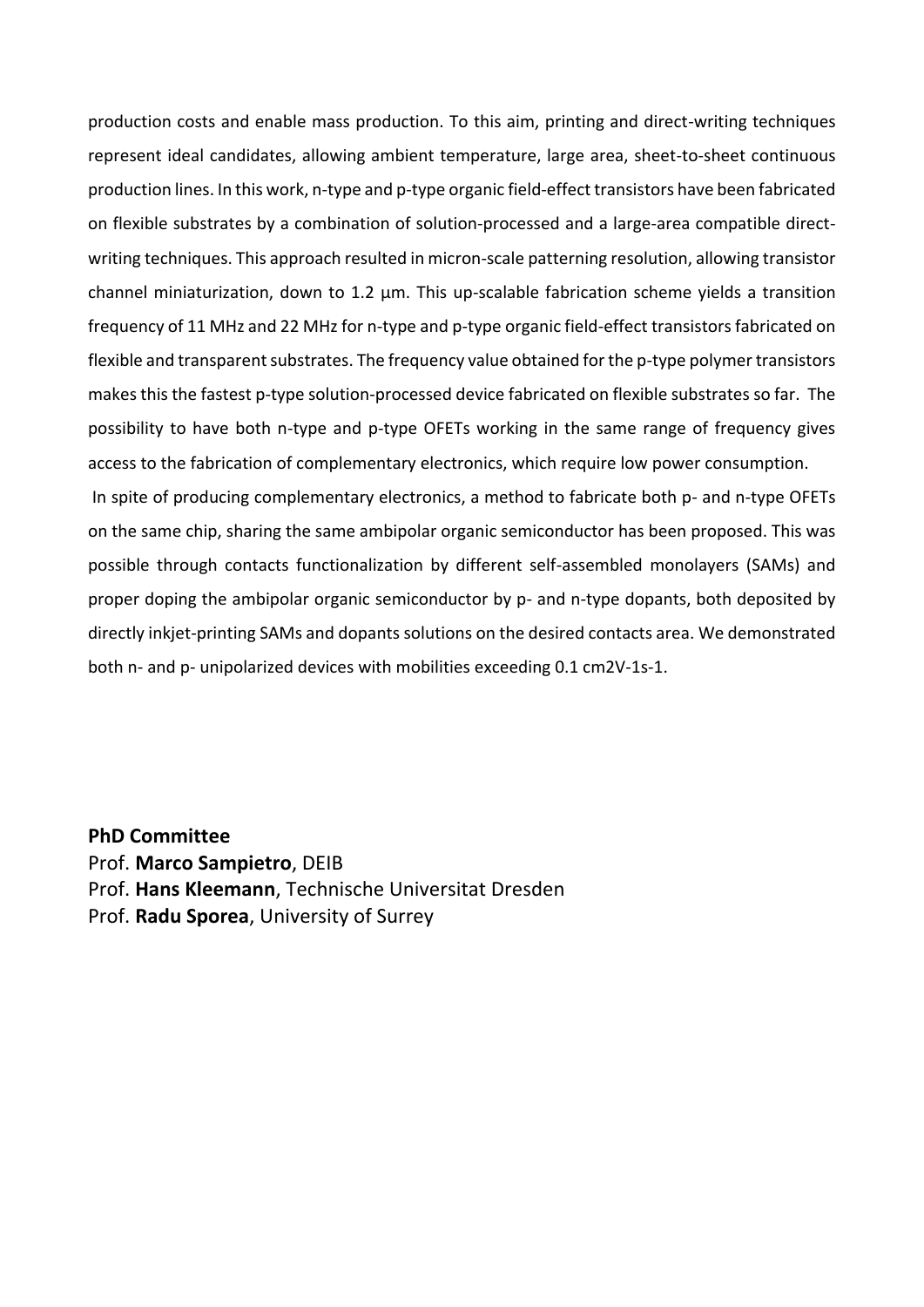production costs and enable mass production. To this aim, printing and direct-writing techniques represent ideal candidates, allowing ambient temperature, large area, sheet-to-sheet continuous production lines. In this work, n-type and p-type organic field-effect transistors have been fabricated on flexible substrates by a combination of solution-processed and a large-area compatible direct-writing techniques. This approach resulted in micron-scale patterning resolution, allowing transistor channel miniaturization, down to 1.2 µm. This up-scalable fabrication scheme yields a transition frequency of 11 MHz and 22 MHz for n-type and p-type organic field-effect transistors fabricated on flexible and transparent substrates. The frequency value obtained for the p-type polymer transistors makes this the fastest p-type solution-processed device fabricated on flexible substrates so far. The possibility to have both n-type and p-type OFETs working in the same range of frequency gives access to the fabrication of complementary electronics, which require low power consumption.

In spite of producing complementary electronics, a method to fabricate both p- and n-type OFETs on the same chip, sharing the same ambipolar organic semiconductor has been proposed. This was possible through contacts functionalization by different self-assembled monolayers (SAMs) and proper doping the ambipolar organic semiconductor by p- and n-type dopants, both deposited by directly inkjet-printing SAMs and dopants solutions on the desired contacts area. We demonstrated both n- and p- unipolarized devices with mobilities exceeding 0.1 cm2V-1s-1.

**PhD Committee**
Prof. **Marco Sampietro**, DEIB
Prof. **Hans Kleemann**, Technische Universitat Dresden
Prof. **Radu Sporea**, University of Surrey